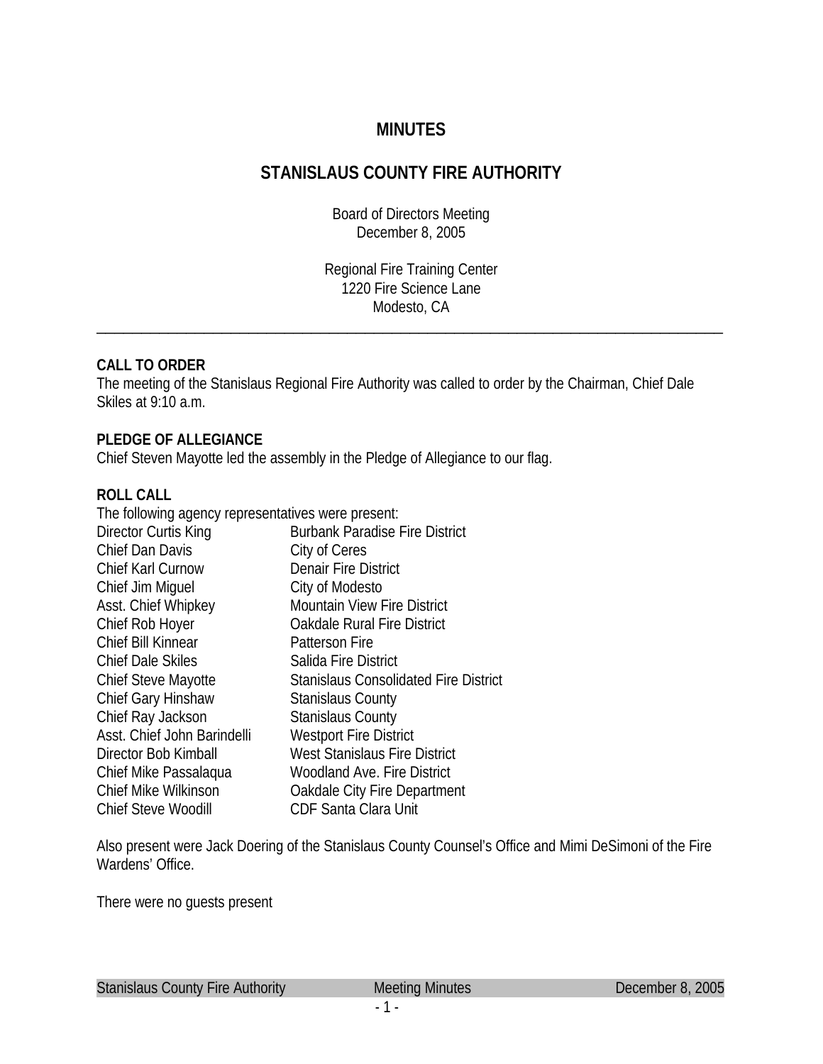# MINUTES

# STANISLAUS COUNTY FIRE AUTHORITY

Board of Directors Meeting
December 8, 2005

Regional Fire Training Center
1220 Fire Science Lane
Modesto, CA

---

**CALL TO ORDER**
The meeting of the Stanislaus Regional Fire Authority was called to order by the Chairman, Chief Dale Skiles at 9:10 a.m.

**PLEDGE OF ALLEGIANCE**
Chief Steven Mayotte led the assembly in the Pledge of Allegiance to our flag.

**ROLL CALL**
The following agency representatives were present:

| | |
|---|---|
| Director Curtis King | Burbank Paradise Fire District |
| Chief Dan Davis | City of Ceres |
| Chief Karl Curnow | Denair Fire District |
| Chief Jim Miguel | City of Modesto |
| Asst. Chief Whipkey | Mountain View Fire District |
| Chief Rob Hoyer | Oakdale Rural Fire District |
| Chief Bill Kinnear | Patterson Fire |
| Chief Dale Skiles | Salida Fire District |
| Chief Steve Mayotte | Stanislaus Consolidated Fire District |
| Chief Gary Hinshaw | Stanislaus County |
| Chief Ray Jackson | Stanislaus County |
| Asst. Chief John Barindelli | Westport Fire District |
| Director Bob Kimball | West Stanislaus Fire District |
| Chief Mike Passalaqua | Woodland Ave. Fire District |
| Chief Mike Wilkinson | Oakdale City Fire Department |
| Chief Steve Woodill | CDF Santa Clara Unit |

Also present were Jack Doering of the Stanislaus County Counsel's Office and Mimi DeSimoni of the Fire Wardens' Office.

There were no guests present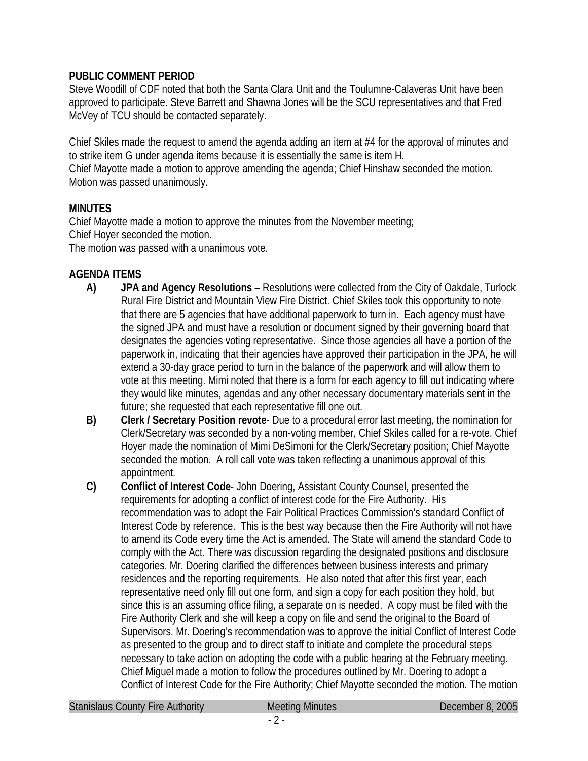**PUBLIC COMMENT PERIOD**

Steve Woodill of CDF noted that both the Santa Clara Unit and the Toulumne-Calaveras Unit have been approved to participate. Steve Barrett and Shawna Jones will be the SCU representatives and that Fred McVey of TCU should be contacted separately.

Chief Skiles made the request to amend the agenda adding an item at #4 for the approval of minutes and to strike item G under agenda items because it is essentially the same is item H.
Chief Mayotte made a motion to approve amending the agenda; Chief Hinshaw seconded the motion. Motion was passed unanimously.

**MINUTES**

Chief Mayotte made a motion to approve the minutes from the November meeting;
Chief Hoyer seconded the motion.
The motion was passed with a unanimous vote.

**AGENDA ITEMS**

**A)** **JPA and Agency Resolutions** – Resolutions were collected from the City of Oakdale, Turlock Rural Fire District and Mountain View Fire District. Chief Skiles took this opportunity to note that there are 5 agencies that have additional paperwork to turn in. Each agency must have the signed JPA and must have a resolution or document signed by their governing board that designates the agencies voting representative. Since those agencies all have a portion of the paperwork in, indicating that their agencies have approved their participation in the JPA, he will extend a 30-day grace period to turn in the balance of the paperwork and will allow them to vote at this meeting. Mimi noted that there is a form for each agency to fill out indicating where they would like minutes, agendas and any other necessary documentary materials sent in the future; she requested that each representative fill one out.

**B)** **Clerk / Secretary Position revote**- Due to a procedural error last meeting, the nomination for Clerk/Secretary was seconded by a non-voting member, Chief Skiles called for a re-vote. Chief Hoyer made the nomination of Mimi DeSimoni for the Clerk/Secretary position; Chief Mayotte seconded the motion. A roll call vote was taken reflecting a unanimous approval of this appointment.

**C)** **Conflict of Interest Code**- John Doering, Assistant County Counsel, presented the requirements for adopting a conflict of interest code for the Fire Authority. His recommendation was to adopt the Fair Political Practices Commission's standard Conflict of Interest Code by reference. This is the best way because then the Fire Authority will not have to amend its Code every time the Act is amended. The State will amend the standard Code to comply with the Act. There was discussion regarding the designated positions and disclosure categories. Mr. Doering clarified the differences between business interests and primary residences and the reporting requirements. He also noted that after this first year, each representative need only fill out one form, and sign a copy for each position they hold, but since this is an assuming office filing, a separate on is needed. A copy must be filed with the Fire Authority Clerk and she will keep a copy on file and send the original to the Board of Supervisors. Mr. Doering's recommendation was to approve the initial Conflict of Interest Code as presented to the group and to direct staff to initiate and complete the procedural steps necessary to take action on adopting the code with a public hearing at the February meeting. Chief Miguel made a motion to follow the procedures outlined by Mr. Doering to adopt a Conflict of Interest Code for the Fire Authority; Chief Mayotte seconded the motion. The motion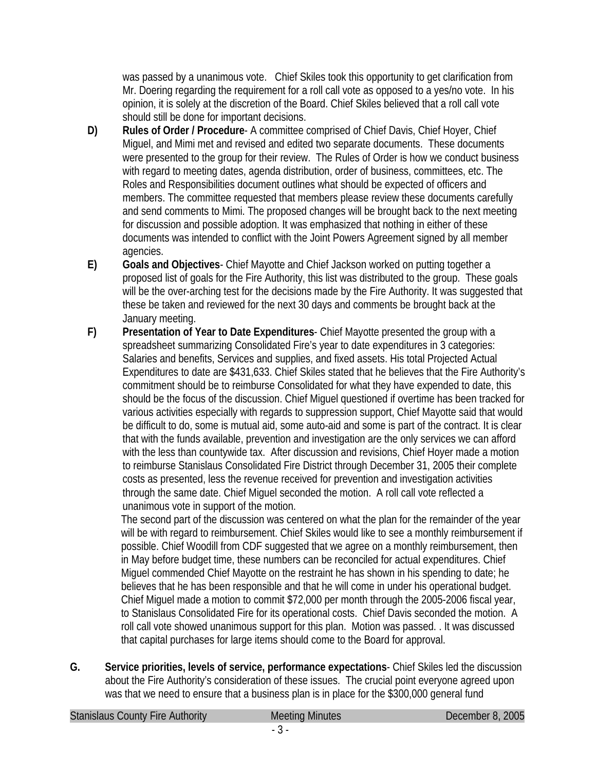was passed by a unanimous vote. Chief Skiles took this opportunity to get clarification from Mr. Doering regarding the requirement for a roll call vote as opposed to a yes/no vote. In his opinion, it is solely at the discretion of the Board. Chief Skiles believed that a roll call vote should still be done for important decisions.

**D)** **Rules of Order / Procedure**- A committee comprised of Chief Davis, Chief Hoyer, Chief Miguel, and Mimi met and revised and edited two separate documents. These documents were presented to the group for their review. The Rules of Order is how we conduct business with regard to meeting dates, agenda distribution, order of business, committees, etc. The Roles and Responsibilities document outlines what should be expected of officers and members. The committee requested that members please review these documents carefully and send comments to Mimi. The proposed changes will be brought back to the next meeting for discussion and possible adoption. It was emphasized that nothing in either of these documents was intended to conflict with the Joint Powers Agreement signed by all member agencies.

**E)** **Goals and Objectives**- Chief Mayotte and Chief Jackson worked on putting together a proposed list of goals for the Fire Authority, this list was distributed to the group. These goals will be the over-arching test for the decisions made by the Fire Authority. It was suggested that these be taken and reviewed for the next 30 days and comments be brought back at the January meeting.

**F)** **Presentation of Year to Date Expenditures**- Chief Mayotte presented the group with a spreadsheet summarizing Consolidated Fire's year to date expenditures in 3 categories: Salaries and benefits, Services and supplies, and fixed assets. His total Projected Actual Expenditures to date are $431,633. Chief Skiles stated that he believes that the Fire Authority's commitment should be to reimburse Consolidated for what they have expended to date, this should be the focus of the discussion. Chief Miguel questioned if overtime has been tracked for various activities especially with regards to suppression support, Chief Mayotte said that would be difficult to do, some is mutual aid, some auto-aid and some is part of the contract. It is clear that with the funds available, prevention and investigation are the only services we can afford with the less than countywide tax. After discussion and revisions, Chief Hoyer made a motion to reimburse Stanislaus Consolidated Fire District through December 31, 2005 their complete costs as presented, less the revenue received for prevention and investigation activities through the same date. Chief Miguel seconded the motion. A roll call vote reflected a unanimous vote in support of the motion.

The second part of the discussion was centered on what the plan for the remainder of the year will be with regard to reimbursement. Chief Skiles would like to see a monthly reimbursement if possible. Chief Woodill from CDF suggested that we agree on a monthly reimbursement, then in May before budget time, these numbers can be reconciled for actual expenditures. Chief Miguel commended Chief Mayotte on the restraint he has shown in his spending to date; he believes that he has been responsible and that he will come in under his operational budget. Chief Miguel made a motion to commit $72,000 per month through the 2005-2006 fiscal year, to Stanislaus Consolidated Fire for its operational costs. Chief Davis seconded the motion. A roll call vote showed unanimous support for this plan. Motion was passed. . It was discussed that capital purchases for large items should come to the Board for approval.

**G.** **Service priorities, levels of service, performance expectations**- Chief Skiles led the discussion about the Fire Authority's consideration of these issues. The crucial point everyone agreed upon was that we need to ensure that a business plan is in place for the $300,000 general fund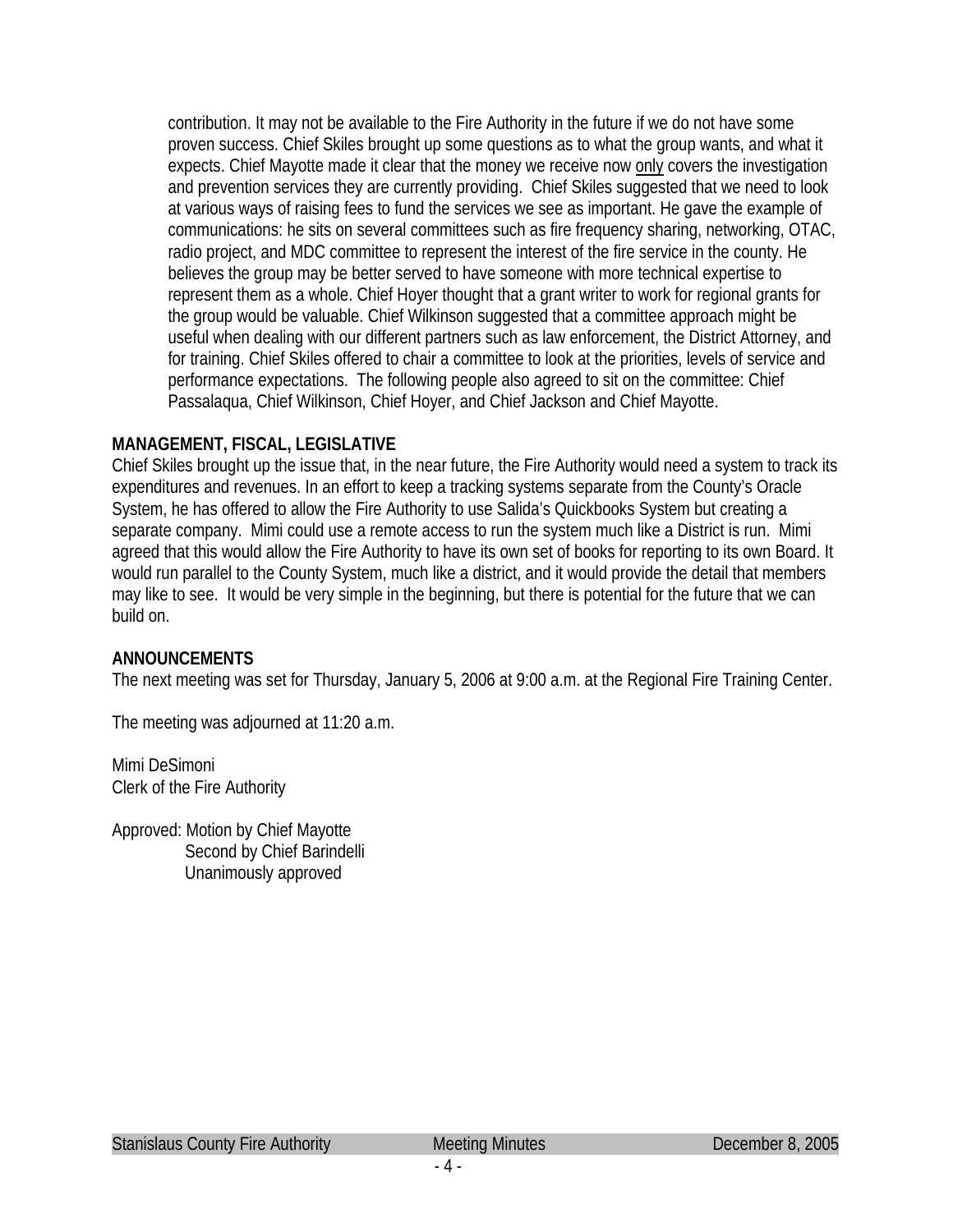contribution. It may not be available to the Fire Authority in the future if we do not have some proven success. Chief Skiles brought up some questions as to what the group wants, and what it expects. Chief Mayotte made it clear that the money we receive now <u>only</u> covers the investigation and prevention services they are currently providing. Chief Skiles suggested that we need to look at various ways of raising fees to fund the services we see as important. He gave the example of communications: he sits on several committees such as fire frequency sharing, networking, OTAC, radio project, and MDC committee to represent the interest of the fire service in the county. He believes the group may be better served to have someone with more technical expertise to represent them as a whole. Chief Hoyer thought that a grant writer to work for regional grants for the group would be valuable. Chief Wilkinson suggested that a committee approach might be useful when dealing with our different partners such as law enforcement, the District Attorney, and for training. Chief Skiles offered to chair a committee to look at the priorities, levels of service and performance expectations. The following people also agreed to sit on the committee: Chief Passalaqua, Chief Wilkinson, Chief Hoyer, and Chief Jackson and Chief Mayotte.

**MANAGEMENT, FISCAL, LEGISLATIVE**

Chief Skiles brought up the issue that, in the near future, the Fire Authority would need a system to track its expenditures and revenues. In an effort to keep a tracking systems separate from the County's Oracle System, he has offered to allow the Fire Authority to use Salida's Quickbooks System but creating a separate company. Mimi could use a remote access to run the system much like a District is run. Mimi agreed that this would allow the Fire Authority to have its own set of books for reporting to its own Board. It would run parallel to the County System, much like a district, and it would provide the detail that members may like to see. It would be very simple in the beginning, but there is potential for the future that we can build on.

**ANNOUNCEMENTS**

The next meeting was set for Thursday, January 5, 2006 at 9:00 a.m. at the Regional Fire Training Center.

The meeting was adjourned at 11:20 a.m.

Mimi DeSimoni
Clerk of the Fire Authority

Approved: Motion by Chief Mayotte
Second by Chief Barindelli
Unanimously approved